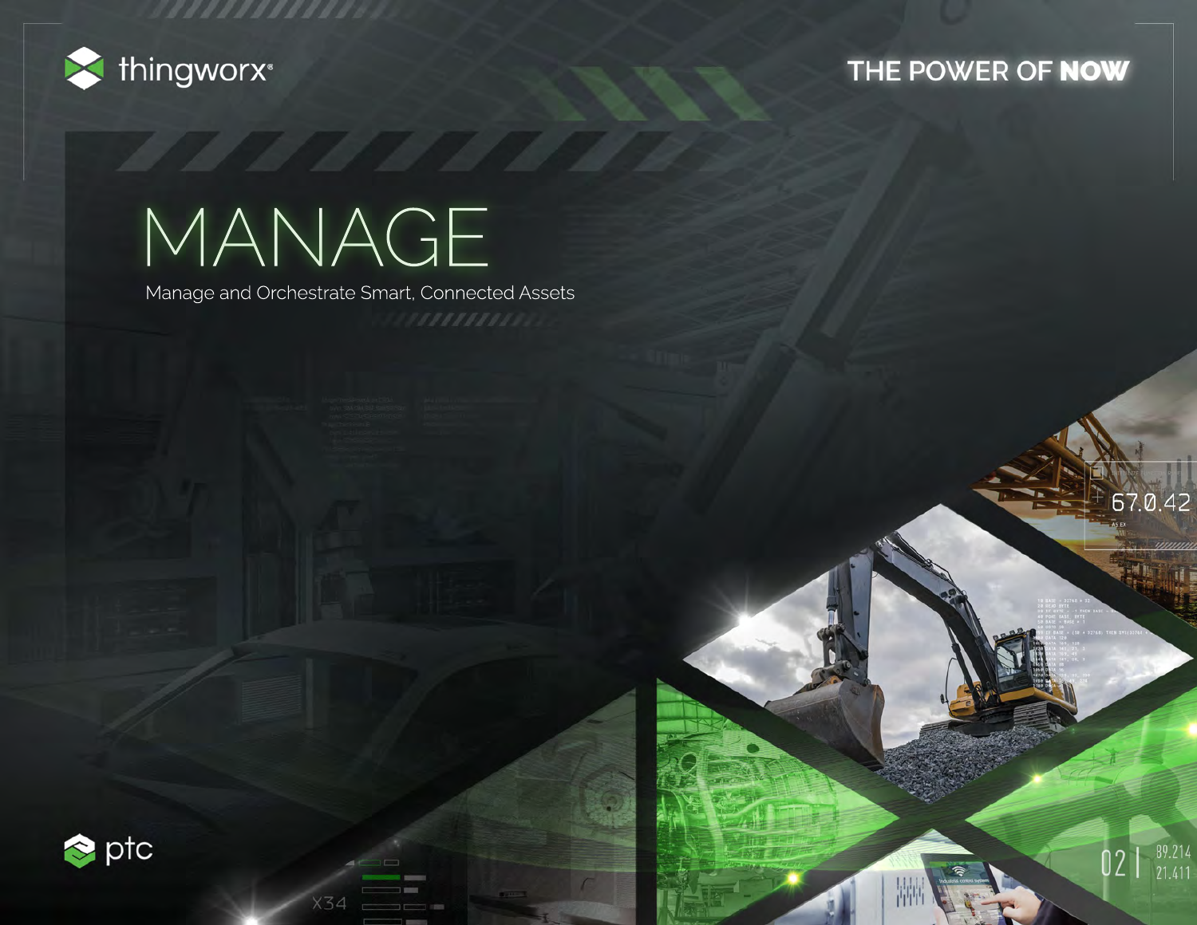thingworx

THE POWER OF **NOW**

# MANAGE

Manage and Orchestrate Smart, Connected Assets

ptc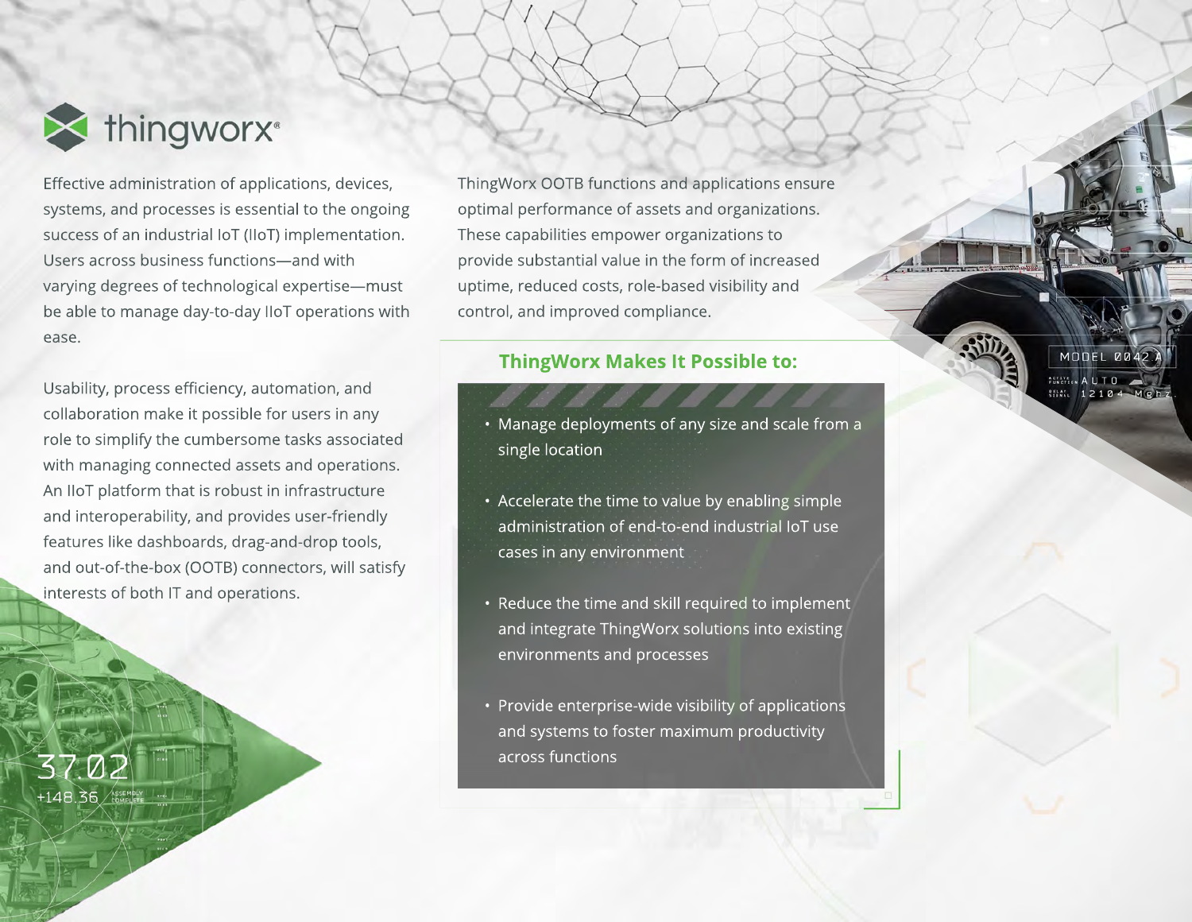# thingworx

Effective administration of applications, devices, systems, and processes is essential to the ongoing success of an industrial IoT (IIoT) implementation. Users across business functions—and with varying degrees of technological expertise—must be able to manage day-to-day IIoT operations with ease.

Usability, process efficiency, automation, and collaboration make it possible for users in any role to simplify the cumbersome tasks associated with managing connected assets and operations. An IIoT platform that is robust in infrastructure and interoperability, and provides user-friendly features like dashboards, drag-and-drop tools, and out-of-the-box (OOTB) connectors, will satisfy interests of both IT and operations.

ThingWorx OOTB functions and applications ensure optimal performance of assets and organizations. These capabilities empower organizations to provide substantial value in the form of increased uptime, reduced costs, role-based visibility and control, and improved compliance.

## ThingWorx Makes It Possible to:

- Manage deployments of any size and scale from a single location
- Accelerate the time to value by enabling simple administration of end-to-end industrial IoT use cases in any environment
- Reduce the time and skill required to implement and integrate ThingWorx solutions into existing environments and processes
- Provide enterprise-wide visibility of applications and systems to foster maximum productivity across functions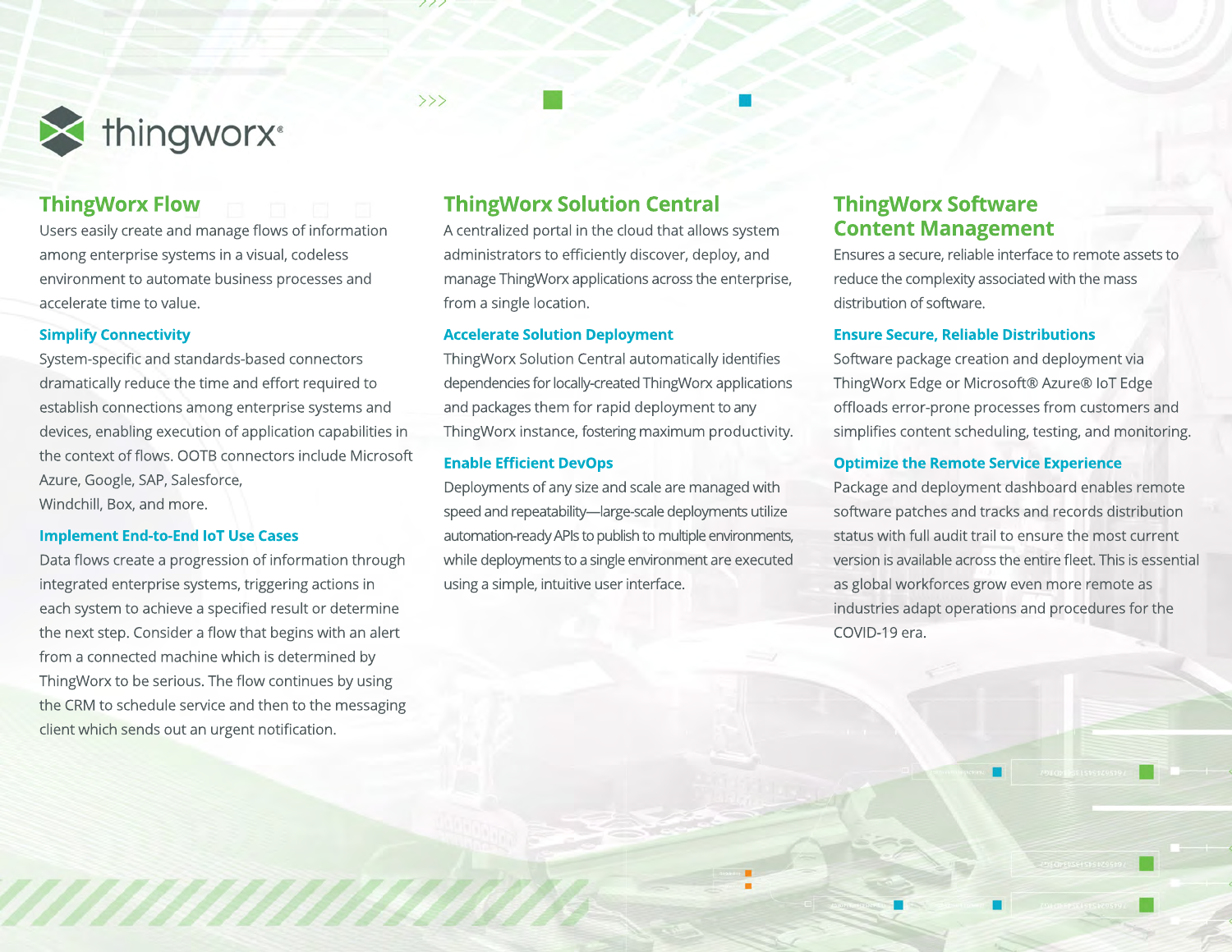thingworx®

## ThingWorx Flow

Users easily create and manage flows of information among enterprise systems in a visual, codeless environment to automate business processes and accelerate time to value.

### Simplify Connectivity

System-specific and standards-based connectors dramatically reduce the time and effort required to establish connections among enterprise systems and devices, enabling execution of application capabilities in the context of flows. OOTB connectors include Microsoft Azure, Google, SAP, Salesforce, Windchill, Box, and more.

### Implement End-to-End IoT Use Cases

Data flows create a progression of information through integrated enterprise systems, triggering actions in each system to achieve a specified result or determine the next step. Consider a flow that begins with an alert from a connected machine which is determined by ThingWorx to be serious. The flow continues by using the CRM to schedule service and then to the messaging client which sends out an urgent notification.

## ThingWorx Solution Central

A centralized portal in the cloud that allows system administrators to efficiently discover, deploy, and manage ThingWorx applications across the enterprise, from a single location.

### Accelerate Solution Deployment

ThingWorx Solution Central automatically identifies dependencies for locally-created ThingWorx applications and packages them for rapid deployment to any ThingWorx instance, fostering maximum productivity.

### Enable Efficient DevOps

Deployments of any size and scale are managed with speed and repeatability—large-scale deployments utilize automation-ready APIs to publish to multiple environments, while deployments to a single environment are executed using a simple, intuitive user interface.

## ThingWorx Software Content Management

Ensures a secure, reliable interface to remote assets to reduce the complexity associated with the mass distribution of software.

### Ensure Secure, Reliable Distributions

Software package creation and deployment via ThingWorx Edge or Microsoft® Azure® IoT Edge offloads error-prone processes from customers and simplifies content scheduling, testing, and monitoring.

### Optimize the Remote Service Experience

Package and deployment dashboard enables remote software patches and tracks and records distribution status with full audit trail to ensure the most current version is available across the entire fleet. This is essential as global workforces grow even more remote as industries adapt operations and procedures for the COVID-19 era.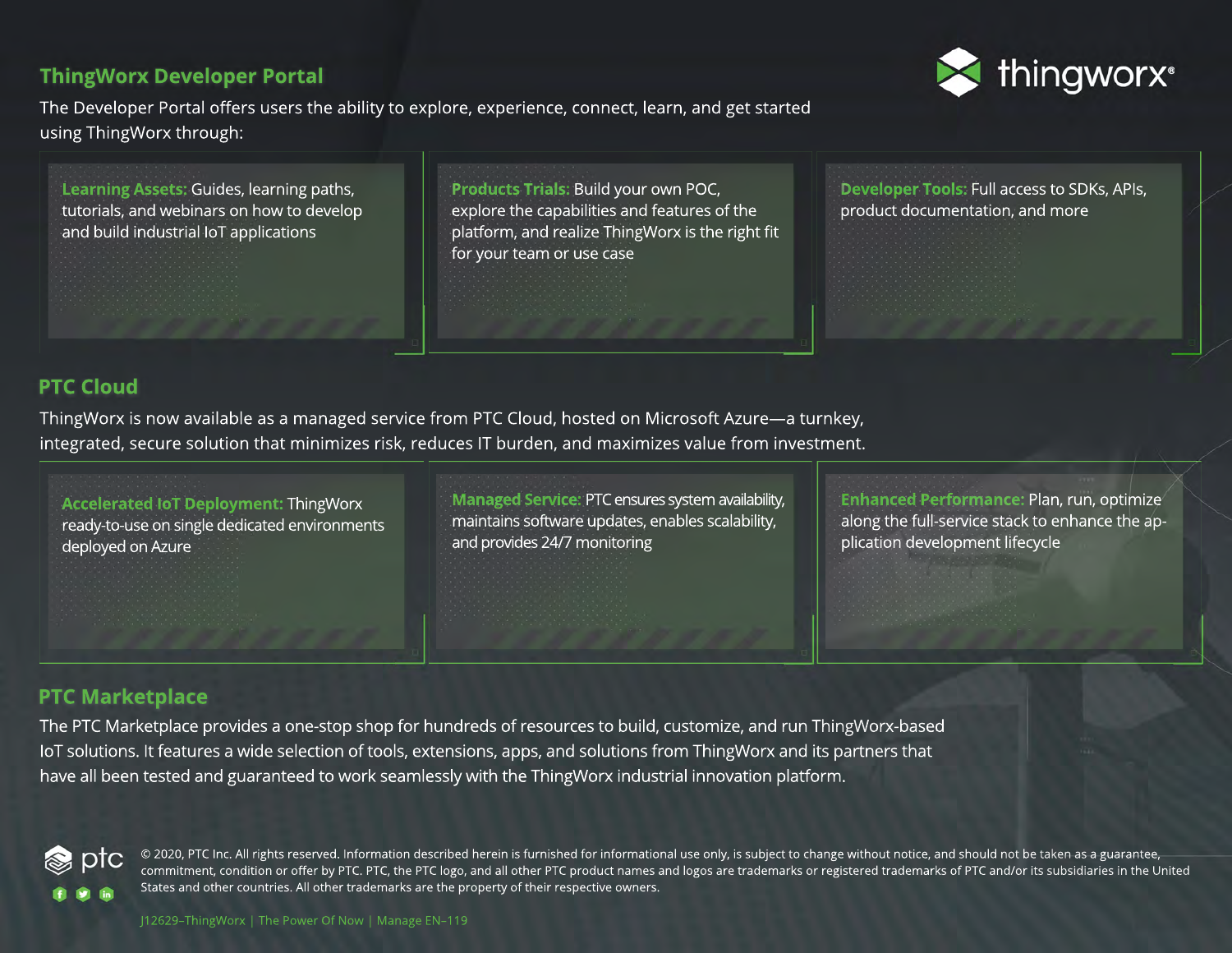## ThingWorx Developer Portal

The Developer Portal offers users the ability to explore, experience, connect, learn, and get started using ThingWorx through:

**Learning Assets:** Guides, learning paths, tutorials, and webinars on how to develop and build industrial IoT applications

**Products Trials:** Build your own POC, explore the capabilities and features of the platform, and realize ThingWorx is the right fit for your team or use case

**Developer Tools:** Full access to SDKs, APIs, product documentation, and more

## PTC Cloud

ThingWorx is now available as a managed service from PTC Cloud, hosted on Microsoft Azure—a turnkey, integrated, secure solution that minimizes risk, reduces IT burden, and maximizes value from investment.

**Accelerated IoT Deployment:** ThingWorx ready-to-use on single dedicated environments deployed on Azure

**Managed Service:** PTC ensures system availability, maintains software updates, enables scalability, and provides 24/7 monitoring

**Enhanced Performance:** Plan, run, optimize along the full-service stack to enhance the application development lifecycle

## PTC Marketplace

The PTC Marketplace provides a one-stop shop for hundreds of resources to build, customize, and run ThingWorx-based IoT solutions. It features a wide selection of tools, extensions, apps, and solutions from ThingWorx and its partners that have all been tested and guaranteed to work seamlessly with the ThingWorx industrial innovation platform.

© 2020, PTC Inc. All rights reserved. Information described herein is furnished for informational use only, is subject to change without notice, and should not be taken as a guarantee, commitment, condition or offer by PTC. PTC, the PTC logo, and all other PTC product names and logos are trademarks or registered trademarks of PTC and/or its subsidiaries in the United States and other countries. All other trademarks are the property of their respective owners.

J12629–ThingWorx | The Power Of Now | Manage EN–119